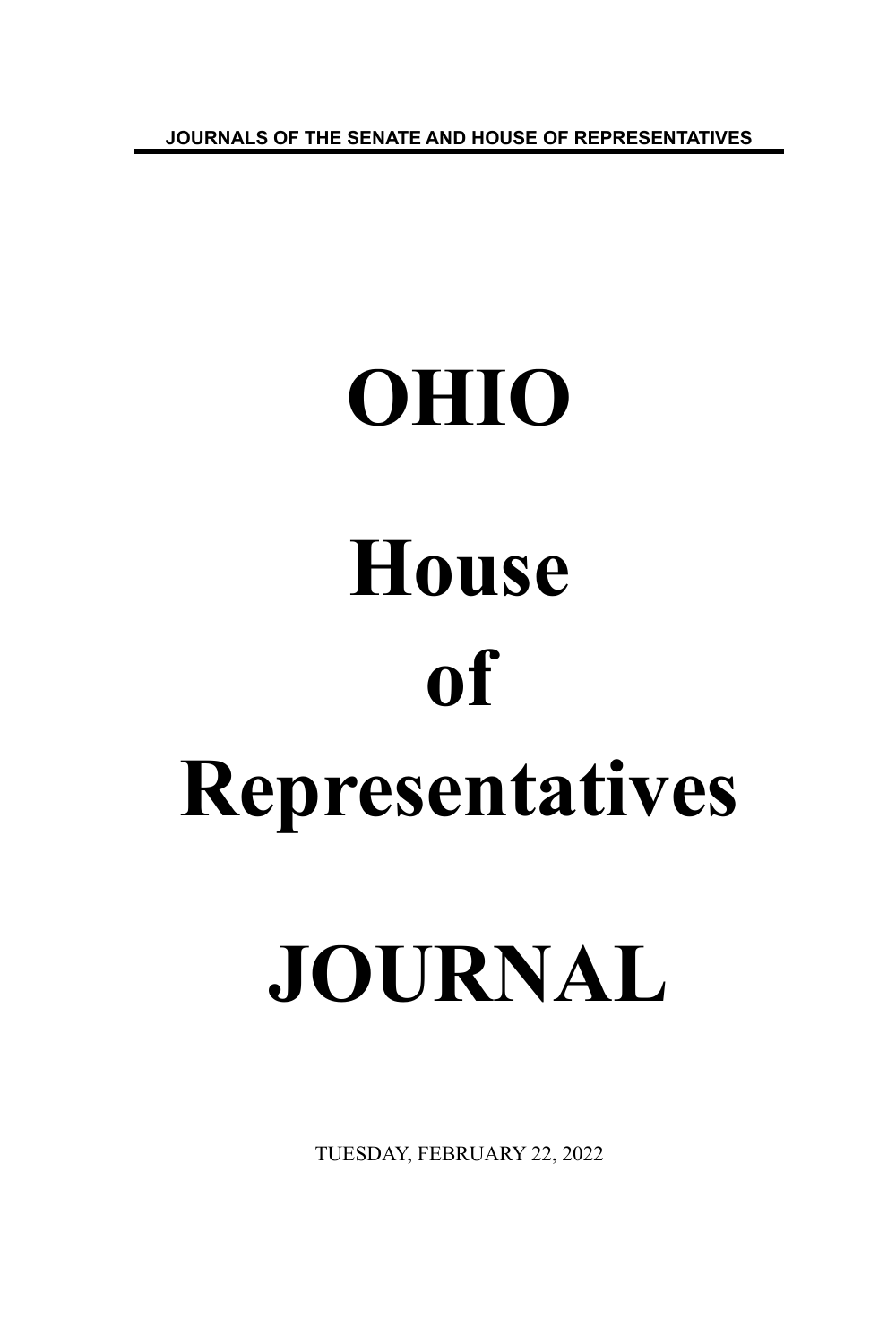JOURNALS OF THE SENATE AND HOUSE OF REPRESENTATIVES

# OHIO

# House

# of

# Representatives

# JOURNAL

TUESDAY, FEBRUARY 22, 2022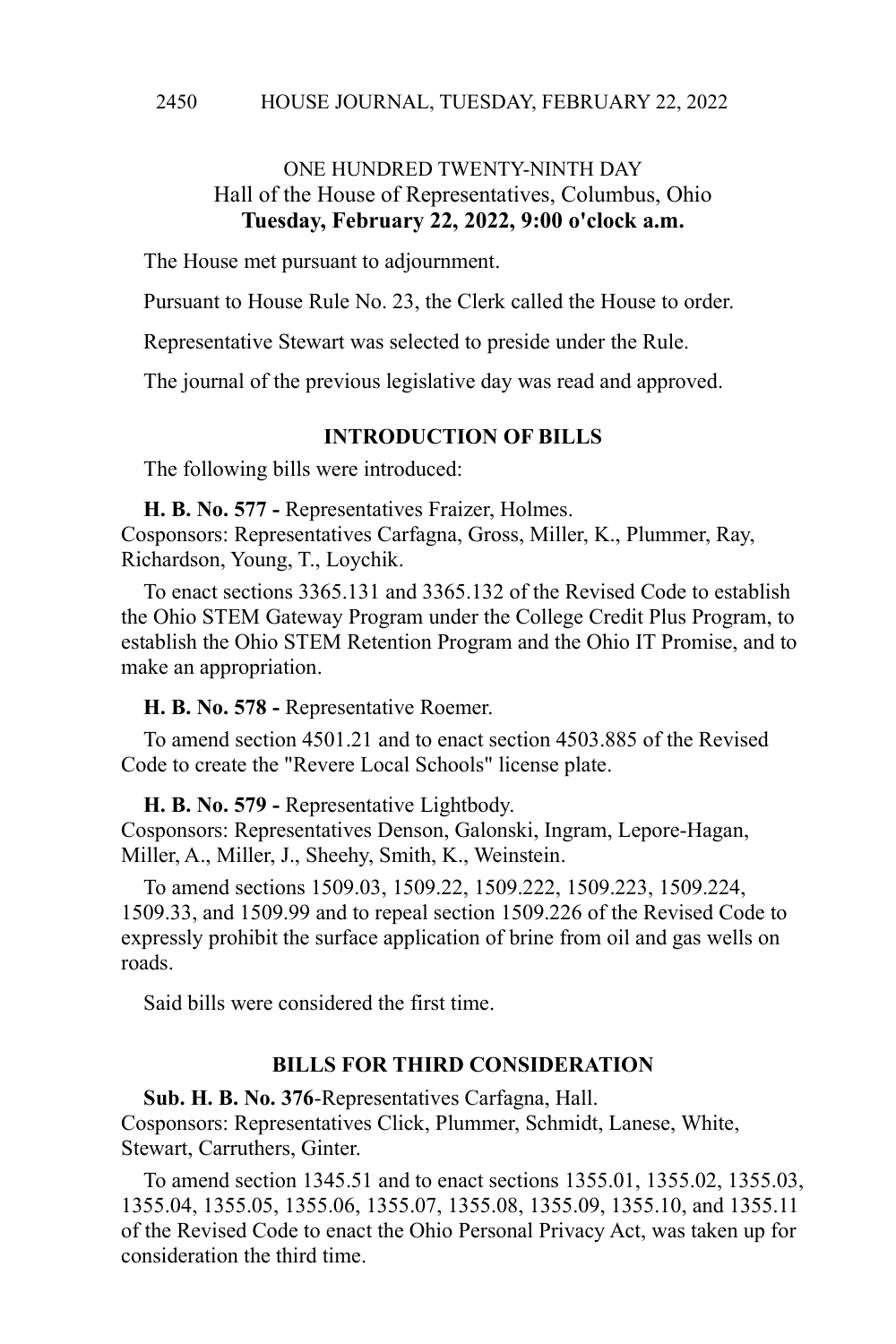ONE HUNDRED TWENTY-NINTH DAY
Hall of the House of Representatives, Columbus, Ohio
**Tuesday, February 22, 2022, 9:00 o'clock a.m.**

The House met pursuant to adjournment.

Pursuant to House Rule No. 23, the Clerk called the House to order.

Representative Stewart was selected to preside under the Rule.

The journal of the previous legislative day was read and approved.

## INTRODUCTION OF BILLS

The following bills were introduced:

**H. B. No. 577 -** Representatives Fraizer, Holmes.
Cosponsors: Representatives Carfagna, Gross, Miller, K., Plummer, Ray, Richardson, Young, T., Loychik.

To enact sections 3365.131 and 3365.132 of the Revised Code to establish the Ohio STEM Gateway Program under the College Credit Plus Program, to establish the Ohio STEM Retention Program and the Ohio IT Promise, and to make an appropriation.

**H. B. No. 578 -** Representative Roemer.

To amend section 4501.21 and to enact section 4503.885 of the Revised Code to create the "Revere Local Schools" license plate.

**H. B. No. 579 -** Representative Lightbody.
Cosponsors: Representatives Denson, Galonski, Ingram, Lepore-Hagan, Miller, A., Miller, J., Sheehy, Smith, K., Weinstein.

To amend sections 1509.03, 1509.22, 1509.222, 1509.223, 1509.224, 1509.33, and 1509.99 and to repeal section 1509.226 of the Revised Code to expressly prohibit the surface application of brine from oil and gas wells on roads.

Said bills were considered the first time.

## BILLS FOR THIRD CONSIDERATION

**Sub. H. B. No. 376**-Representatives Carfagna, Hall.
Cosponsors: Representatives Click, Plummer, Schmidt, Lanese, White, Stewart, Carruthers, Ginter.

To amend section 1345.51 and to enact sections 1355.01, 1355.02, 1355.03, 1355.04, 1355.05, 1355.06, 1355.07, 1355.08, 1355.09, 1355.10, and 1355.11 of the Revised Code to enact the Ohio Personal Privacy Act, was taken up for consideration the third time.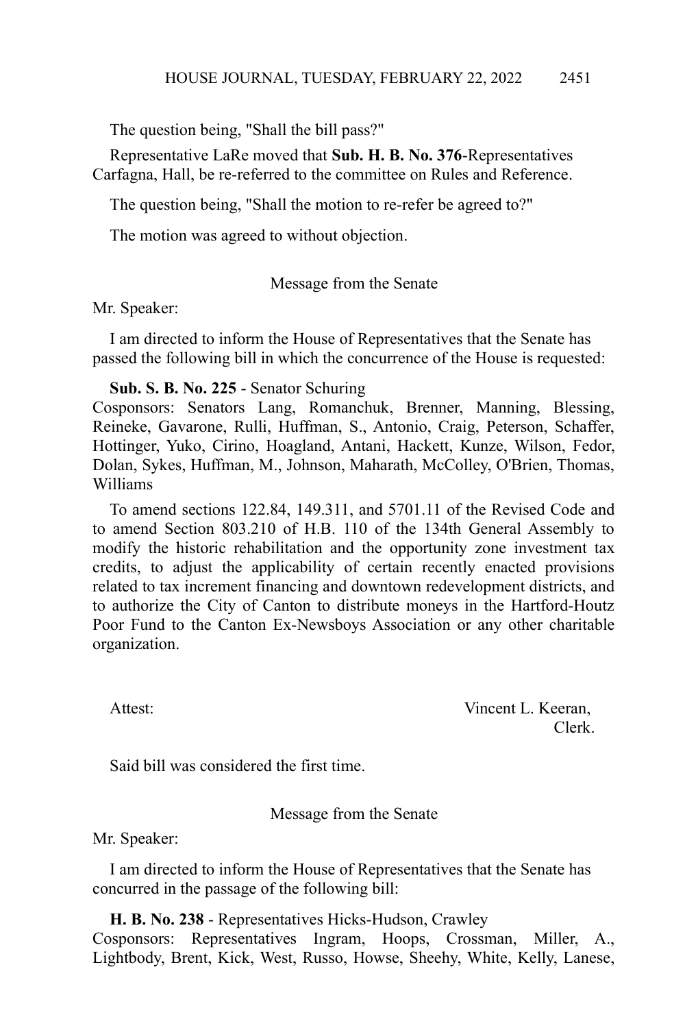The question being, "Shall the bill pass?"

Representative LaRe moved that **Sub. H. B. No. 376**-Representatives Carfagna, Hall, be re-referred to the committee on Rules and Reference.

The question being, "Shall the motion to re-refer be agreed to?"

The motion was agreed to without objection.

Message from the Senate

Mr. Speaker:

I am directed to inform the House of Representatives that the Senate has passed the following bill in which the concurrence of the House is requested:

**Sub. S. B. No. 225** - Senator Schuring
Cosponsors: Senators Lang, Romanchuk, Brenner, Manning, Blessing, Reineke, Gavarone, Rulli, Huffman, S., Antonio, Craig, Peterson, Schaffer, Hottinger, Yuko, Cirino, Hoagland, Antani, Hackett, Kunze, Wilson, Fedor, Dolan, Sykes, Huffman, M., Johnson, Maharath, McColley, O'Brien, Thomas, Williams

To amend sections 122.84, 149.311, and 5701.11 of the Revised Code and to amend Section 803.210 of H.B. 110 of the 134th General Assembly to modify the historic rehabilitation and the opportunity zone investment tax credits, to adjust the applicability of certain recently enacted provisions related to tax increment financing and downtown redevelopment districts, and to authorize the City of Canton to distribute moneys in the Hartford-Houtz Poor Fund to the Canton Ex-Newsboys Association or any other charitable organization.

Attest: Vincent L. Keeran,
Clerk.

Said bill was considered the first time.

Message from the Senate

Mr. Speaker:

I am directed to inform the House of Representatives that the Senate has concurred in the passage of the following bill:

**H. B. No. 238** - Representatives Hicks-Hudson, Crawley
Cosponsors: Representatives Ingram, Hoops, Crossman, Miller, A., Lightbody, Brent, Kick, West, Russo, Howse, Sheehy, White, Kelly, Lanese,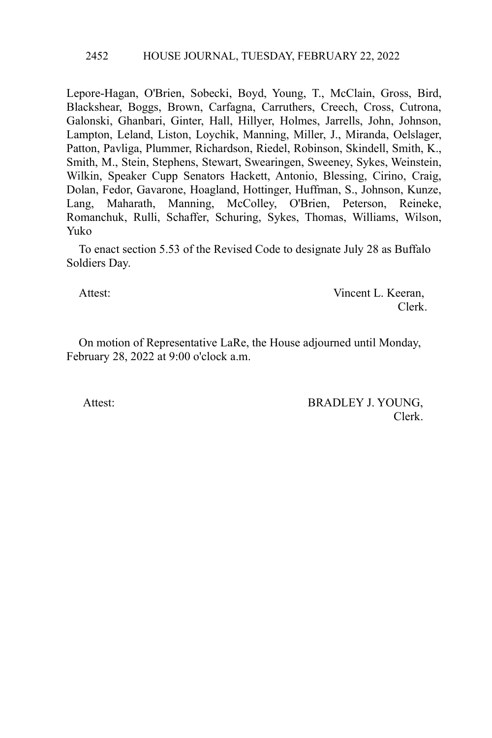Lepore-Hagan, O'Brien, Sobecki, Boyd, Young, T., McClain, Gross, Bird, Blackshear, Boggs, Brown, Carfagna, Carruthers, Creech, Cross, Cutrona, Galonski, Ghanbari, Ginter, Hall, Hillyer, Holmes, Jarrells, John, Johnson, Lampton, Leland, Liston, Loychik, Manning, Miller, J., Miranda, Oelslager, Patton, Pavliga, Plummer, Richardson, Riedel, Robinson, Skindell, Smith, K., Smith, M., Stein, Stephens, Stewart, Swearingen, Sweeney, Sykes, Weinstein, Wilkin, Speaker Cupp Senators Hackett, Antonio, Blessing, Cirino, Craig, Dolan, Fedor, Gavarone, Hoagland, Hottinger, Huffman, S., Johnson, Kunze, Lang, Maharath, Manning, McColley, O'Brien, Peterson, Reineke, Romanchuk, Rulli, Schaffer, Schuring, Sykes, Thomas, Williams, Wilson, Yuko

To enact section 5.53 of the Revised Code to designate July 28 as Buffalo Soldiers Day.

Attest: Vincent L. Keeran,
Clerk.

On motion of Representative LaRe, the House adjourned until Monday, February 28, 2022 at 9:00 o'clock a.m.

Attest: BRADLEY J. YOUNG,
Clerk.